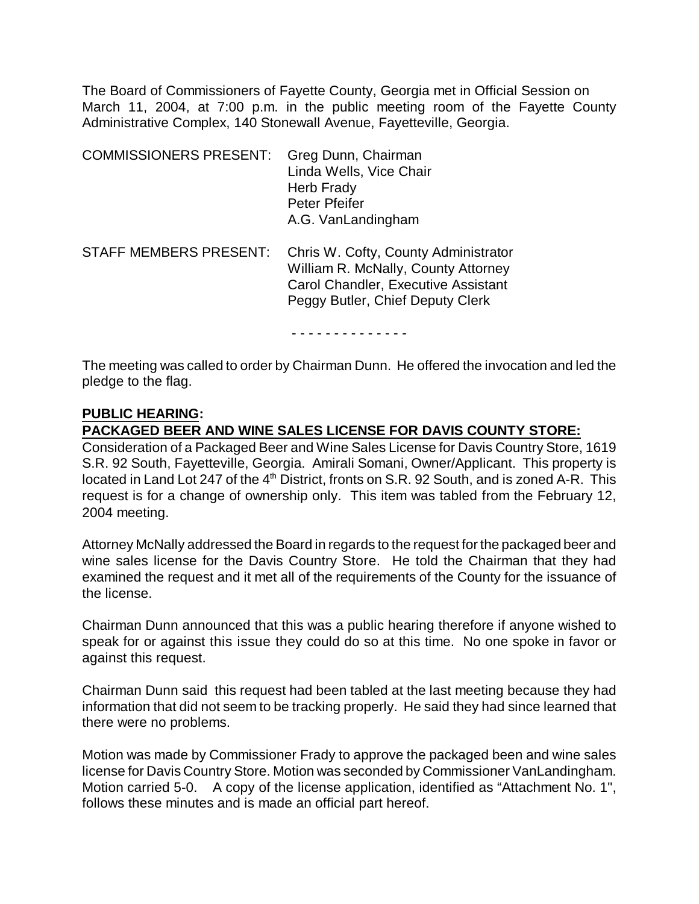The Board of Commissioners of Fayette County, Georgia met in Official Session on March 11, 2004, at 7:00 p.m. in the public meeting room of the Fayette County Administrative Complex, 140 Stonewall Avenue, Fayetteville, Georgia.

COMMISSIONERS PRESENT: Greg Dunn, Chairman
Linda Wells, Vice Chair
Herb Frady
Peter Pfeifer
A.G. VanLandingham

STAFF MEMBERS PRESENT: Chris W. Cofty, County Administrator
William R. McNally, County Attorney
Carol Chandler, Executive Assistant
Peggy Butler, Chief Deputy Clerk

\- - - - - - - - - - - - - -

The meeting was called to order by Chairman Dunn. He offered the invocation and led the pledge to the flag.

**PUBLIC HEARING:**

**PACKAGED BEER AND WINE SALES LICENSE FOR DAVIS COUNTY STORE:**

Consideration of a Packaged Beer and Wine Sales License for Davis Country Store, 1619 S.R. 92 South, Fayetteville, Georgia. Amirali Somani, Owner/Applicant. This property is located in Land Lot 247 of the 4th District, fronts on S.R. 92 South, and is zoned A-R. This request is for a change of ownership only. This item was tabled from the February 12, 2004 meeting.

Attorney McNally addressed the Board in regards to the request for the packaged beer and wine sales license for the Davis Country Store. He told the Chairman that they had examined the request and it met all of the requirements of the County for the issuance of the license.

Chairman Dunn announced that this was a public hearing therefore if anyone wished to speak for or against this issue they could do so at this time. No one spoke in favor or against this request.

Chairman Dunn said this request had been tabled at the last meeting because they had information that did not seem to be tracking properly. He said they had since learned that there were no problems.

Motion was made by Commissioner Frady to approve the packaged been and wine sales license for Davis Country Store. Motion was seconded by Commissioner VanLandingham. Motion carried 5-0. A copy of the license application, identified as "Attachment No. 1", follows these minutes and is made an official part hereof.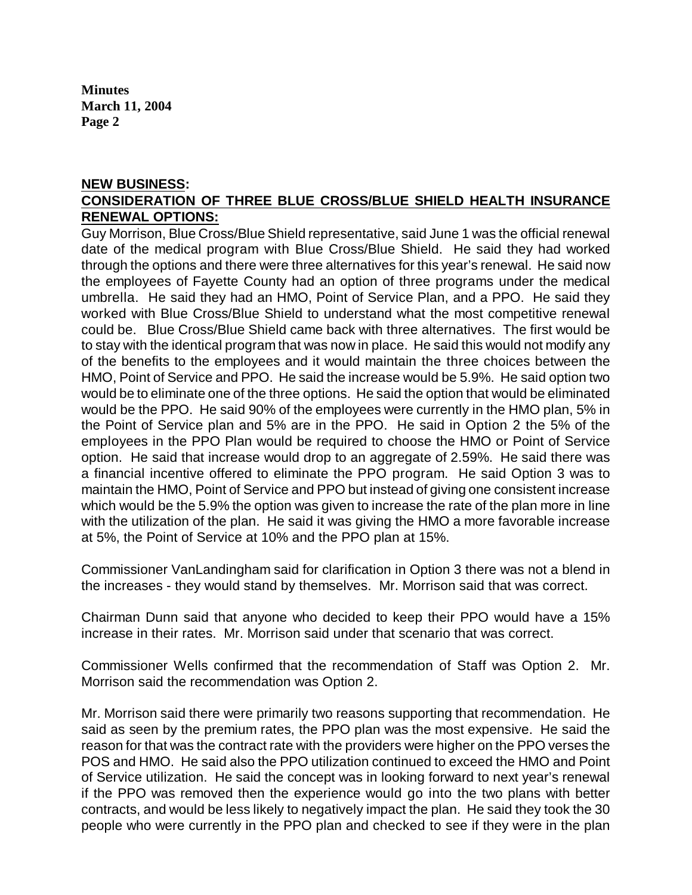**NEW BUSINESS:**

**CONSIDERATION OF THREE BLUE CROSS/BLUE SHIELD HEALTH INSURANCE RENEWAL OPTIONS:**

Guy Morrison, Blue Cross/Blue Shield representative, said June 1 was the official renewal date of the medical program with Blue Cross/Blue Shield. He said they had worked through the options and there were three alternatives for this year's renewal. He said now the employees of Fayette County had an option of three programs under the medical umbrella. He said they had an HMO, Point of Service Plan, and a PPO. He said they worked with Blue Cross/Blue Shield to understand what the most competitive renewal could be. Blue Cross/Blue Shield came back with three alternatives. The first would be to stay with the identical program that was now in place. He said this would not modify any of the benefits to the employees and it would maintain the three choices between the HMO, Point of Service and PPO. He said the increase would be 5.9%. He said option two would be to eliminate one of the three options. He said the option that would be eliminated would be the PPO. He said 90% of the employees were currently in the HMO plan, 5% in the Point of Service plan and 5% are in the PPO. He said in Option 2 the 5% of the employees in the PPO Plan would be required to choose the HMO or Point of Service option. He said that increase would drop to an aggregate of 2.59%. He said there was a financial incentive offered to eliminate the PPO program. He said Option 3 was to maintain the HMO, Point of Service and PPO but instead of giving one consistent increase which would be the 5.9% the option was given to increase the rate of the plan more in line with the utilization of the plan. He said it was giving the HMO a more favorable increase at 5%, the Point of Service at 10% and the PPO plan at 15%.

Commissioner VanLandingham said for clarification in Option 3 there was not a blend in the increases - they would stand by themselves. Mr. Morrison said that was correct.

Chairman Dunn said that anyone who decided to keep their PPO would have a 15% increase in their rates. Mr. Morrison said under that scenario that was correct.

Commissioner Wells confirmed that the recommendation of Staff was Option 2. Mr. Morrison said the recommendation was Option 2.

Mr. Morrison said there were primarily two reasons supporting that recommendation. He said as seen by the premium rates, the PPO plan was the most expensive. He said the reason for that was the contract rate with the providers were higher on the PPO verses the POS and HMO. He said also the PPO utilization continued to exceed the HMO and Point of Service utilization. He said the concept was in looking forward to next year's renewal if the PPO was removed then the experience would go into the two plans with better contracts, and would be less likely to negatively impact the plan. He said they took the 30 people who were currently in the PPO plan and checked to see if they were in the plan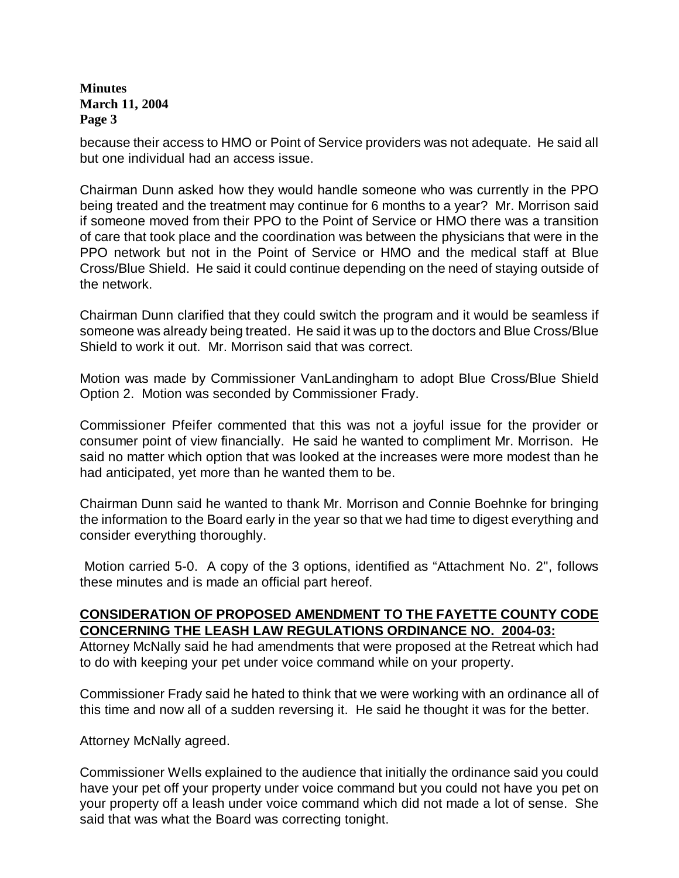because their access to HMO or Point of Service providers was not adequate. He said all but one individual had an access issue.

Chairman Dunn asked how they would handle someone who was currently in the PPO being treated and the treatment may continue for 6 months to a year? Mr. Morrison said if someone moved from their PPO to the Point of Service or HMO there was a transition of care that took place and the coordination was between the physicians that were in the PPO network but not in the Point of Service or HMO and the medical staff at Blue Cross/Blue Shield. He said it could continue depending on the need of staying outside of the network.

Chairman Dunn clarified that they could switch the program and it would be seamless if someone was already being treated. He said it was up to the doctors and Blue Cross/Blue Shield to work it out. Mr. Morrison said that was correct.

Motion was made by Commissioner VanLandingham to adopt Blue Cross/Blue Shield Option 2. Motion was seconded by Commissioner Frady.

Commissioner Pfeifer commented that this was not a joyful issue for the provider or consumer point of view financially. He said he wanted to compliment Mr. Morrison. He said no matter which option that was looked at the increases were more modest than he had anticipated, yet more than he wanted them to be.

Chairman Dunn said he wanted to thank Mr. Morrison and Connie Boehnke for bringing the information to the Board early in the year so that we had time to digest everything and consider everything thoroughly.

Motion carried 5-0. A copy of the 3 options, identified as "Attachment No. 2", follows these minutes and is made an official part hereof.

**CONSIDERATION OF PROPOSED AMENDMENT TO THE FAYETTE COUNTY CODE CONCERNING THE LEASH LAW REGULATIONS ORDINANCE NO. 2004-03:**

Attorney McNally said he had amendments that were proposed at the Retreat which had to do with keeping your pet under voice command while on your property.

Commissioner Frady said he hated to think that we were working with an ordinance all of this time and now all of a sudden reversing it. He said he thought it was for the better.

Attorney McNally agreed.

Commissioner Wells explained to the audience that initially the ordinance said you could have your pet off your property under voice command but you could not have you pet on your property off a leash under voice command which did not made a lot of sense. She said that was what the Board was correcting tonight.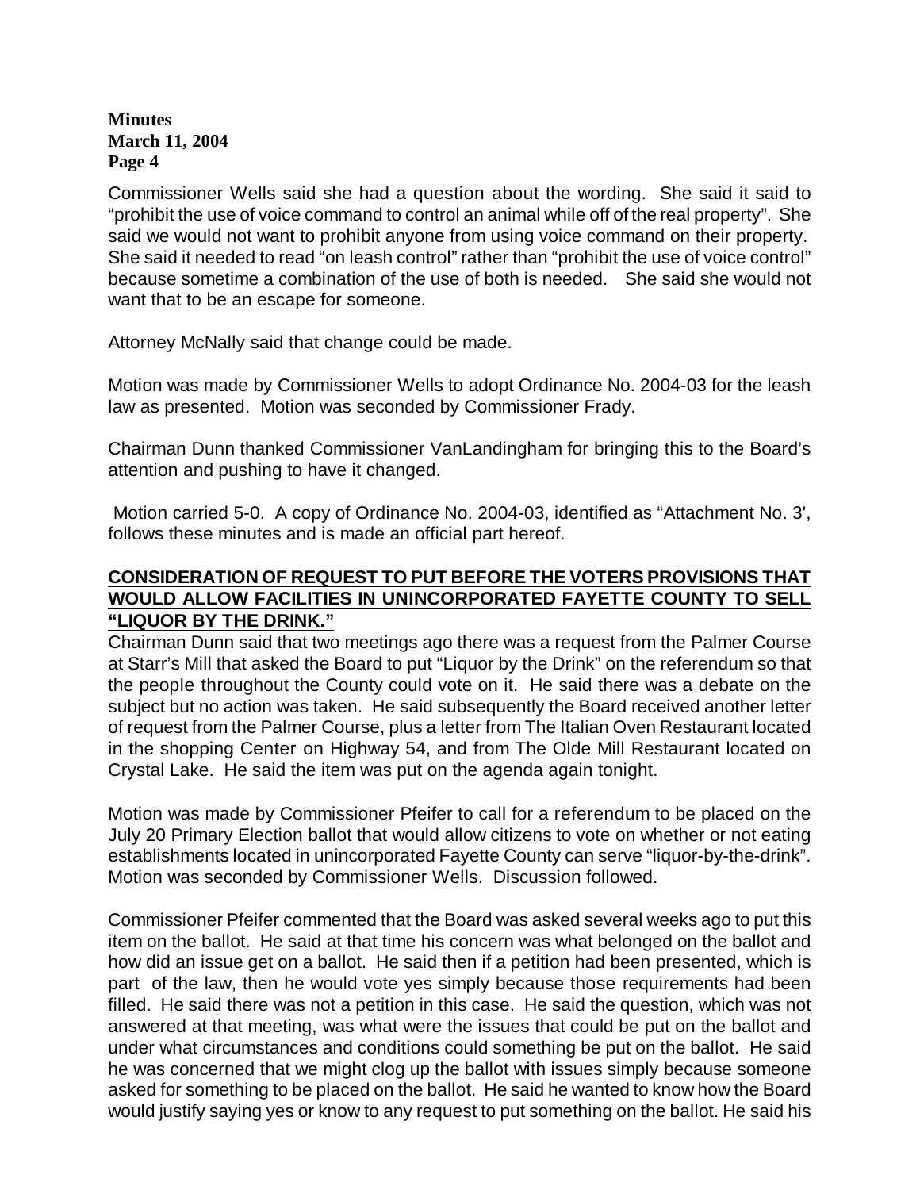Commissioner Wells said she had a question about the wording. She said it said to "prohibit the use of voice command to control an animal while off of the real property". She said we would not want to prohibit anyone from using voice command on their property. She said it needed to read "on leash control" rather than "prohibit the use of voice control" because sometime a combination of the use of both is needed. She said she would not want that to be an escape for someone.

Attorney McNally said that change could be made.

Motion was made by Commissioner Wells to adopt Ordinance No. 2004-03 for the leash law as presented. Motion was seconded by Commissioner Frady.

Chairman Dunn thanked Commissioner VanLandingham for bringing this to the Board's attention and pushing to have it changed.

Motion carried 5-0. A copy of Ordinance No. 2004-03, identified as "Attachment No. 3', follows these minutes and is made an official part hereof.

**CONSIDERATION OF REQUEST TO PUT BEFORE THE VOTERS PROVISIONS THAT WOULD ALLOW FACILITIES IN UNINCORPORATED FAYETTE COUNTY TO SELL "LIQUOR BY THE DRINK."**

Chairman Dunn said that two meetings ago there was a request from the Palmer Course at Starr's Mill that asked the Board to put "Liquor by the Drink" on the referendum so that the people throughout the County could vote on it. He said there was a debate on the subject but no action was taken. He said subsequently the Board received another letter of request from the Palmer Course, plus a letter from The Italian Oven Restaurant located in the shopping Center on Highway 54, and from The Olde Mill Restaurant located on Crystal Lake. He said the item was put on the agenda again tonight.

Motion was made by Commissioner Pfeifer to call for a referendum to be placed on the July 20 Primary Election ballot that would allow citizens to vote on whether or not eating establishments located in unincorporated Fayette County can serve "liquor-by-the-drink". Motion was seconded by Commissioner Wells. Discussion followed.

Commissioner Pfeifer commented that the Board was asked several weeks ago to put this item on the ballot. He said at that time his concern was what belonged on the ballot and how did an issue get on a ballot. He said then if a petition had been presented, which is part of the law, then he would vote yes simply because those requirements had been filled. He said there was not a petition in this case. He said the question, which was not answered at that meeting, was what were the issues that could be put on the ballot and under what circumstances and conditions could something be put on the ballot. He said he was concerned that we might clog up the ballot with issues simply because someone asked for something to be placed on the ballot. He said he wanted to know how the Board would justify saying yes or know to any request to put something on the ballot. He said his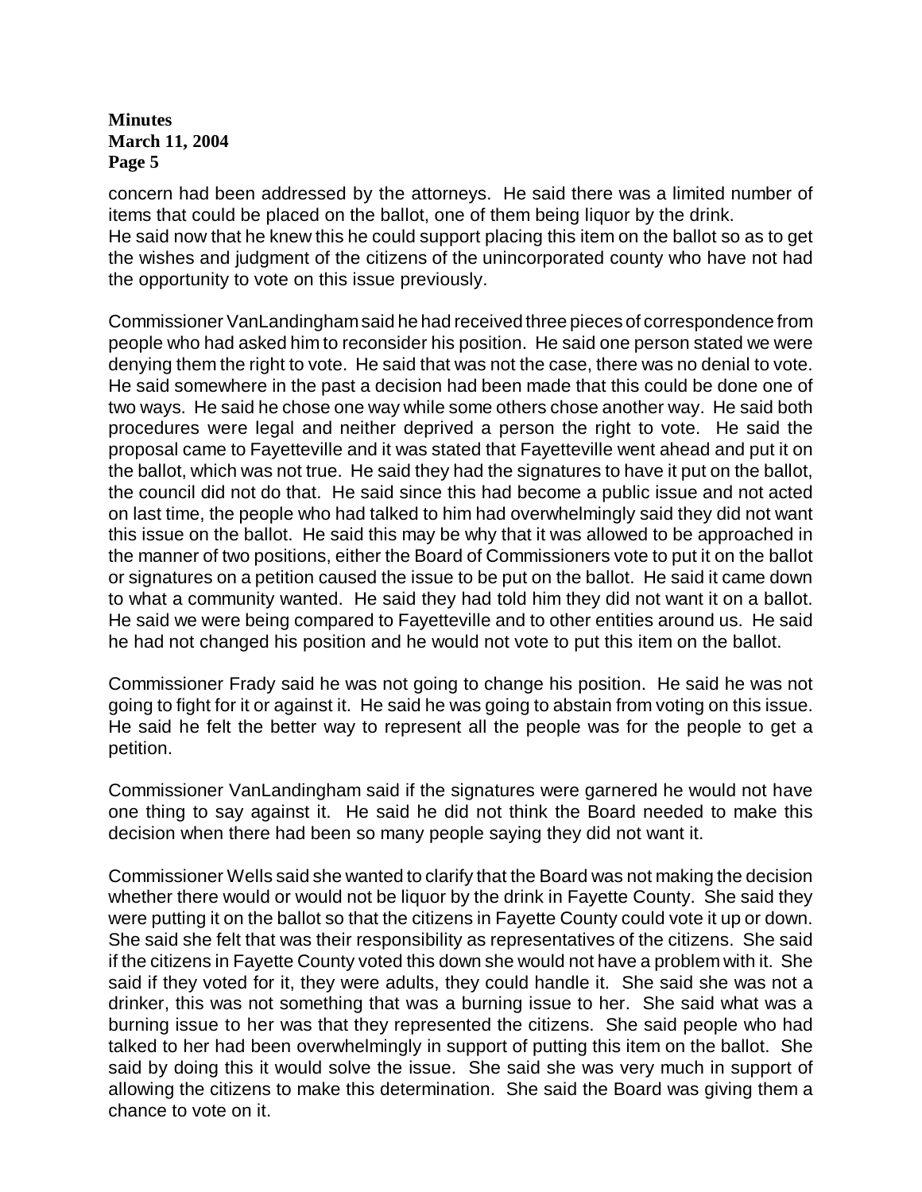concern had been addressed by the attorneys. He said there was a limited number of items that could be placed on the ballot, one of them being liquor by the drink. He said now that he knew this he could support placing this item on the ballot so as to get the wishes and judgment of the citizens of the unincorporated county who have not had the opportunity to vote on this issue previously.

Commissioner VanLandingham said he had received three pieces of correspondence from people who had asked him to reconsider his position. He said one person stated we were denying them the right to vote. He said that was not the case, there was no denial to vote. He said somewhere in the past a decision had been made that this could be done one of two ways. He said he chose one way while some others chose another way. He said both procedures were legal and neither deprived a person the right to vote. He said the proposal came to Fayetteville and it was stated that Fayetteville went ahead and put it on the ballot, which was not true. He said they had the signatures to have it put on the ballot, the council did not do that. He said since this had become a public issue and not acted on last time, the people who had talked to him had overwhelmingly said they did not want this issue on the ballot. He said this may be why that it was allowed to be approached in the manner of two positions, either the Board of Commissioners vote to put it on the ballot or signatures on a petition caused the issue to be put on the ballot. He said it came down to what a community wanted. He said they had told him they did not want it on a ballot. He said we were being compared to Fayetteville and to other entities around us. He said he had not changed his position and he would not vote to put this item on the ballot.

Commissioner Frady said he was not going to change his position. He said he was not going to fight for it or against it. He said he was going to abstain from voting on this issue. He said he felt the better way to represent all the people was for the people to get a petition.

Commissioner VanLandingham said if the signatures were garnered he would not have one thing to say against it. He said he did not think the Board needed to make this decision when there had been so many people saying they did not want it.

Commissioner Wells said she wanted to clarify that the Board was not making the decision whether there would or would not be liquor by the drink in Fayette County. She said they were putting it on the ballot so that the citizens in Fayette County could vote it up or down. She said she felt that was their responsibility as representatives of the citizens. She said if the citizens in Fayette County voted this down she would not have a problem with it. She said if they voted for it, they were adults, they could handle it. She said she was not a drinker, this was not something that was a burning issue to her. She said what was a burning issue to her was that they represented the citizens. She said people who had talked to her had been overwhelmingly in support of putting this item on the ballot. She said by doing this it would solve the issue. She said she was very much in support of allowing the citizens to make this determination. She said the Board was giving them a chance to vote on it.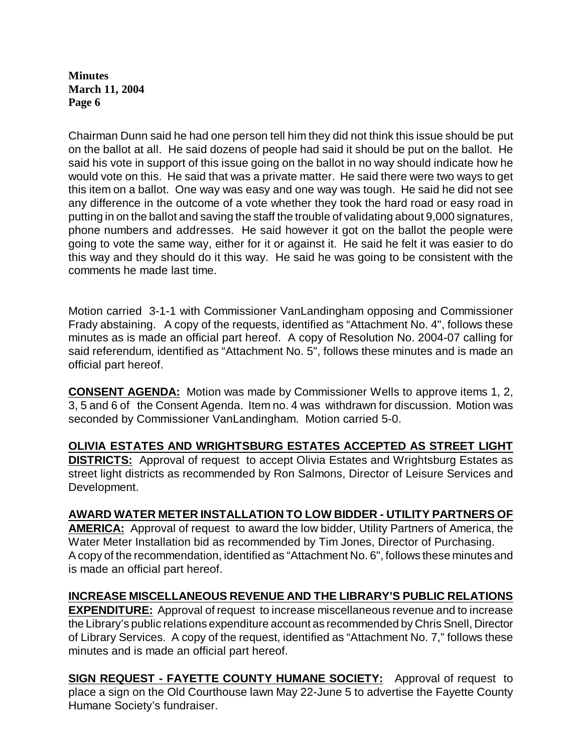Chairman Dunn said he had one person tell him they did not think this issue should be put on the ballot at all. He said dozens of people had said it should be put on the ballot. He said his vote in support of this issue going on the ballot in no way should indicate how he would vote on this. He said that was a private matter. He said there were two ways to get this item on a ballot. One way was easy and one way was tough. He said he did not see any difference in the outcome of a vote whether they took the hard road or easy road in putting in on the ballot and saving the staff the trouble of validating about 9,000 signatures, phone numbers and addresses. He said however it got on the ballot the people were going to vote the same way, either for it or against it. He said he felt it was easier to do this way and they should do it this way. He said he was going to be consistent with the comments he made last time.

Motion carried 3-1-1 with Commissioner VanLandingham opposing and Commissioner Frady abstaining. A copy of the requests, identified as "Attachment No. 4", follows these minutes as is made an official part hereof. A copy of Resolution No. 2004-07 calling for said referendum, identified as "Attachment No. 5", follows these minutes and is made an official part hereof.

**CONSENT AGENDA:** Motion was made by Commissioner Wells to approve items 1, 2, 3, 5 and 6 of the Consent Agenda. Item no. 4 was withdrawn for discussion. Motion was seconded by Commissioner VanLandingham. Motion carried 5-0.

**OLIVIA ESTATES AND WRIGHTSBURG ESTATES ACCEPTED AS STREET LIGHT DISTRICTS:** Approval of request to accept Olivia Estates and Wrightsburg Estates as street light districts as recommended by Ron Salmons, Director of Leisure Services and Development.

**AWARD WATER METER INSTALLATION TO LOW BIDDER - UTILITY PARTNERS OF AMERICA:** Approval of request to award the low bidder, Utility Partners of America, the Water Meter Installation bid as recommended by Tim Jones, Director of Purchasing. A copy of the recommendation, identified as "Attachment No. 6", follows these minutes and is made an official part hereof.

**INCREASE MISCELLANEOUS REVENUE AND THE LIBRARY'S PUBLIC RELATIONS EXPENDITURE:** Approval of request to increase miscellaneous revenue and to increase the Library's public relations expenditure account as recommended by Chris Snell, Director of Library Services. A copy of the request, identified as "Attachment No. 7," follows these minutes and is made an official part hereof.

**SIGN REQUEST - FAYETTE COUNTY HUMANE SOCIETY:** Approval of request to place a sign on the Old Courthouse lawn May 22-June 5 to advertise the Fayette County Humane Society's fundraiser.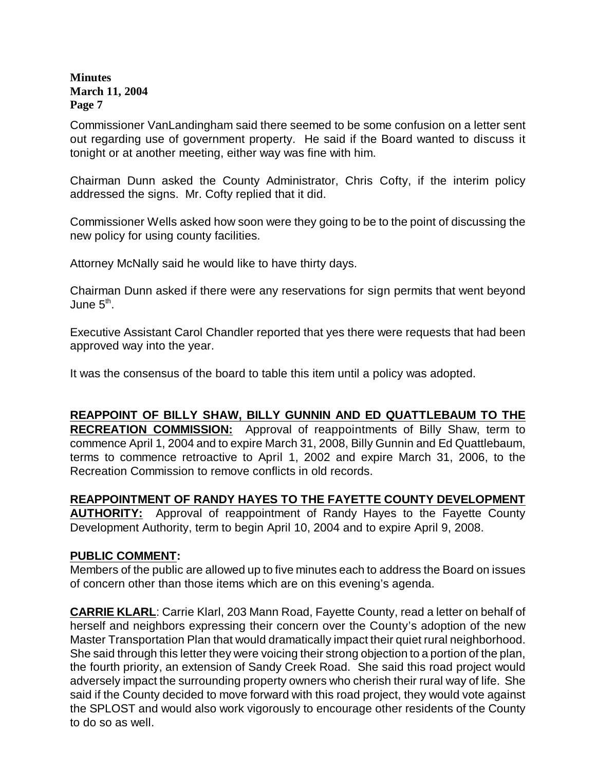Commissioner VanLandingham said there seemed to be some confusion on a letter sent out regarding use of government property. He said if the Board wanted to discuss it tonight or at another meeting, either way was fine with him.

Chairman Dunn asked the County Administrator, Chris Cofty, if the interim policy addressed the signs. Mr. Cofty replied that it did.

Commissioner Wells asked how soon were they going to be to the point of discussing the new policy for using county facilities.

Attorney McNally said he would like to have thirty days.

Chairman Dunn asked if there were any reservations for sign permits that went beyond June 5th.

Executive Assistant Carol Chandler reported that yes there were requests that had been approved way into the year.

It was the consensus of the board to table this item until a policy was adopted.

**REAPPOINT OF BILLY SHAW, BILLY GUNNIN AND ED QUATTLEBAUM TO THE RECREATION COMMISSION:** Approval of reappointments of Billy Shaw, term to commence April 1, 2004 and to expire March 31, 2008, Billy Gunnin and Ed Quattlebaum, terms to commence retroactive to April 1, 2002 and expire March 31, 2006, to the Recreation Commission to remove conflicts in old records.

**REAPPOINTMENT OF RANDY HAYES TO THE FAYETTE COUNTY DEVELOPMENT AUTHORITY:** Approval of reappointment of Randy Hayes to the Fayette County Development Authority, term to begin April 10, 2004 and to expire April 9, 2008.

**PUBLIC COMMENT:**
Members of the public are allowed up to five minutes each to address the Board on issues of concern other than those items which are on this evening's agenda.

**CARRIE KLARL**: Carrie Klarl, 203 Mann Road, Fayette County, read a letter on behalf of herself and neighbors expressing their concern over the County's adoption of the new Master Transportation Plan that would dramatically impact their quiet rural neighborhood. She said through this letter they were voicing their strong objection to a portion of the plan, the fourth priority, an extension of Sandy Creek Road. She said this road project would adversely impact the surrounding property owners who cherish their rural way of life. She said if the County decided to move forward with this road project, they would vote against the SPLOST and would also work vigorously to encourage other residents of the County to do so as well.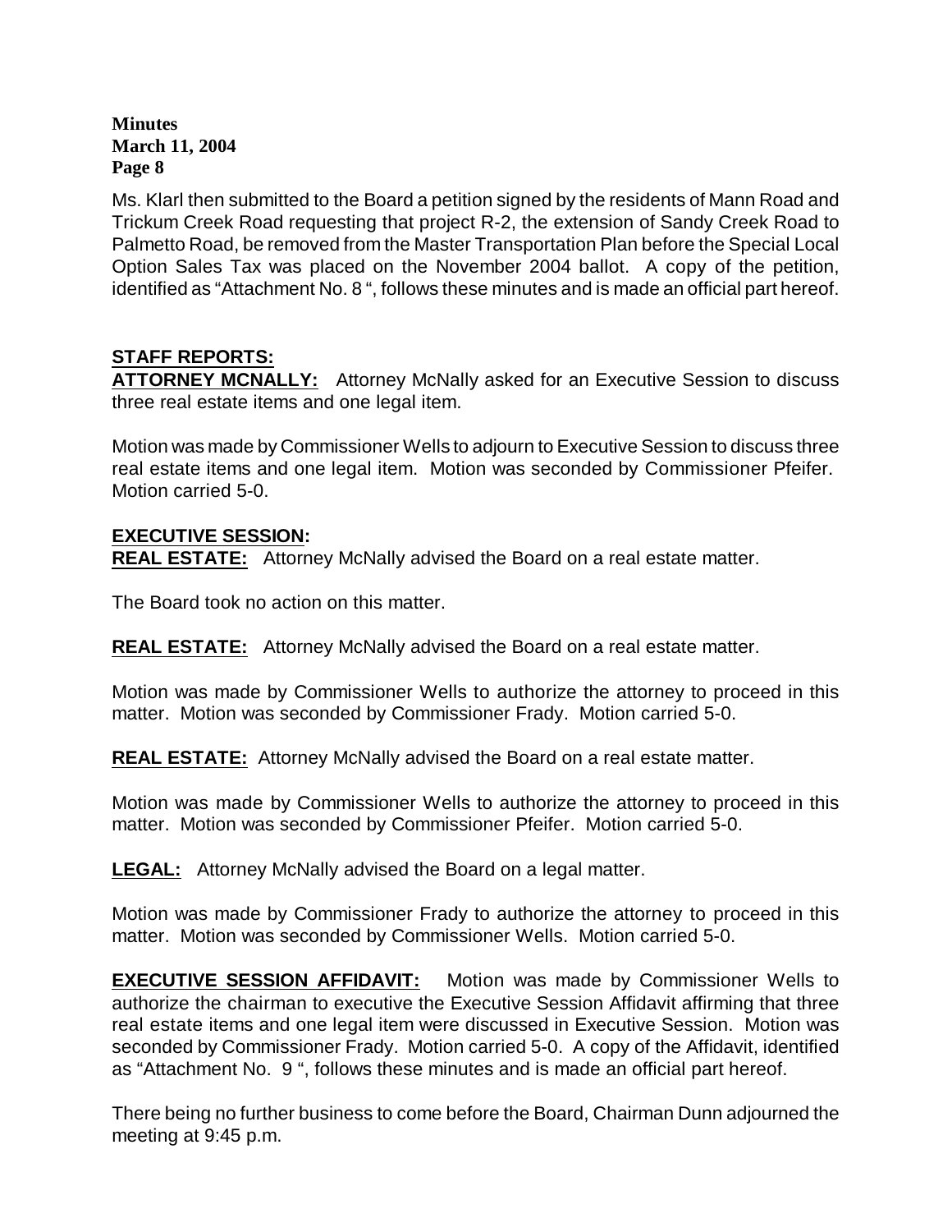Ms. Klarl then submitted to the Board a petition signed by the residents of Mann Road and Trickum Creek Road requesting that project R-2, the extension of Sandy Creek Road to Palmetto Road, be removed from the Master Transportation Plan before the Special Local Option Sales Tax was placed on the November 2004 ballot. A copy of the petition, identified as "Attachment No. 8 ", follows these minutes and is made an official part hereof.

## STAFF REPORTS:

**ATTORNEY MCNALLY:** Attorney McNally asked for an Executive Session to discuss three real estate items and one legal item.

Motion was made by Commissioner Wells to adjourn to Executive Session to discuss three real estate items and one legal item. Motion was seconded by Commissioner Pfeifer. Motion carried 5-0.

## EXECUTIVE SESSION:

**REAL ESTATE:** Attorney McNally advised the Board on a real estate matter.

The Board took no action on this matter.

**REAL ESTATE:** Attorney McNally advised the Board on a real estate matter.

Motion was made by Commissioner Wells to authorize the attorney to proceed in this matter. Motion was seconded by Commissioner Frady. Motion carried 5-0.

**REAL ESTATE:** Attorney McNally advised the Board on a real estate matter.

Motion was made by Commissioner Wells to authorize the attorney to proceed in this matter. Motion was seconded by Commissioner Pfeifer. Motion carried 5-0.

**LEGAL:** Attorney McNally advised the Board on a legal matter.

Motion was made by Commissioner Frady to authorize the attorney to proceed in this matter. Motion was seconded by Commissioner Wells. Motion carried 5-0.

**EXECUTIVE SESSION AFFIDAVIT:** Motion was made by Commissioner Wells to authorize the chairman to executive the Executive Session Affidavit affirming that three real estate items and one legal item were discussed in Executive Session. Motion was seconded by Commissioner Frady. Motion carried 5-0. A copy of the Affidavit, identified as "Attachment No. 9 ", follows these minutes and is made an official part hereof.

There being no further business to come before the Board, Chairman Dunn adjourned the meeting at 9:45 p.m.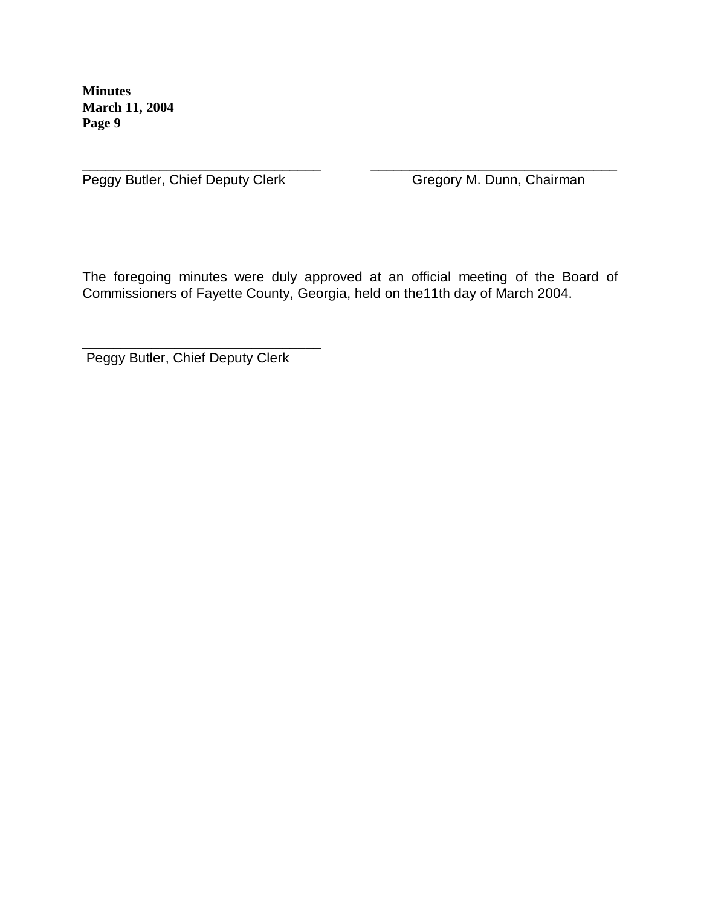\_\_\_\_\_\_\_\_\_\_\_\_\_\_\_\_\_\_\_\_\_\_\_\_\_\_\_\_\_\_\_\_ \_\_\_\_\_\_\_\_\_\_\_\_\_\_\_\_\_\_\_\_\_\_\_\_\_\_\_\_\_\_\_\_

Peggy Butler, Chief Deputy Clerk Gregory M. Dunn, Chairman

The foregoing minutes were duly approved at an official meeting of the Board of Commissioners of Fayette County, Georgia, held on the11th day of March 2004.

\_\_\_\_\_\_\_\_\_\_\_\_\_\_\_\_\_\_\_\_\_\_\_\_\_\_\_\_\_\_\_\_

Peggy Butler, Chief Deputy Clerk